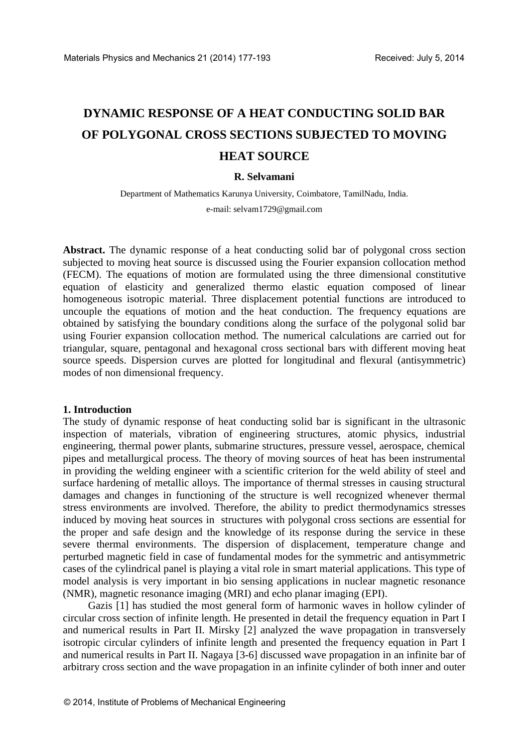# DYNAMIC RESPONSE OF A HEAT CONDUCTING SOLID BAR OF POLYGONAL CROSS SECTIONS SUBJECTED TO MOVING HEAT SOURCE

**R. Selvamani**

Department of Mathematics Karunya University, Coimbatore, TamilNadu, India.

e-mail: selvam1729@gmail.com

**Abstract.** The dynamic response of a heat conducting solid bar of polygonal cross section subjected to moving heat source is discussed using the Fourier expansion collocation method (FECM). The equations of motion are formulated using the three dimensional constitutive equation of elasticity and generalized thermo elastic equation composed of linear homogeneous isotropic material. Three displacement potential functions are introduced to uncouple the equations of motion and the heat conduction. The frequency equations are obtained by satisfying the boundary conditions along the surface of the polygonal solid bar using Fourier expansion collocation method. The numerical calculations are carried out for triangular, square, pentagonal and hexagonal cross sectional bars with different moving heat source speeds. Dispersion curves are plotted for longitudinal and flexural (antisymmetric) modes of non dimensional frequency.

## 1. Introduction

The study of dynamic response of heat conducting solid bar is significant in the ultrasonic inspection of materials, vibration of engineering structures, atomic physics, industrial engineering, thermal power plants, submarine structures, pressure vessel, aerospace, chemical pipes and metallurgical process. The theory of moving sources of heat has been instrumental in providing the welding engineer with a scientific criterion for the weld ability of steel and surface hardening of metallic alloys. The importance of thermal stresses in causing structural damages and changes in functioning of the structure is well recognized whenever thermal stress environments are involved. Therefore, the ability to predict thermodynamics stresses induced by moving heat sources in structures with polygonal cross sections are essential for the proper and safe design and the knowledge of its response during the service in these severe thermal environments. The dispersion of displacement, temperature change and perturbed magnetic field in case of fundamental modes for the symmetric and antisymmetric cases of the cylindrical panel is playing a vital role in smart material applications. This type of model analysis is very important in bio sensing applications in nuclear magnetic resonance (NMR), magnetic resonance imaging (MRI) and echo planar imaging (EPI).

Gazis [1] has studied the most general form of harmonic waves in hollow cylinder of circular cross section of infinite length. He presented in detail the frequency equation in Part I and numerical results in Part II. Mirsky [2] analyzed the wave propagation in transversely isotropic circular cylinders of infinite length and presented the frequency equation in Part I and numerical results in Part II. Nagaya [3-6] discussed wave propagation in an infinite bar of arbitrary cross section and the wave propagation in an infinite cylinder of both inner and outer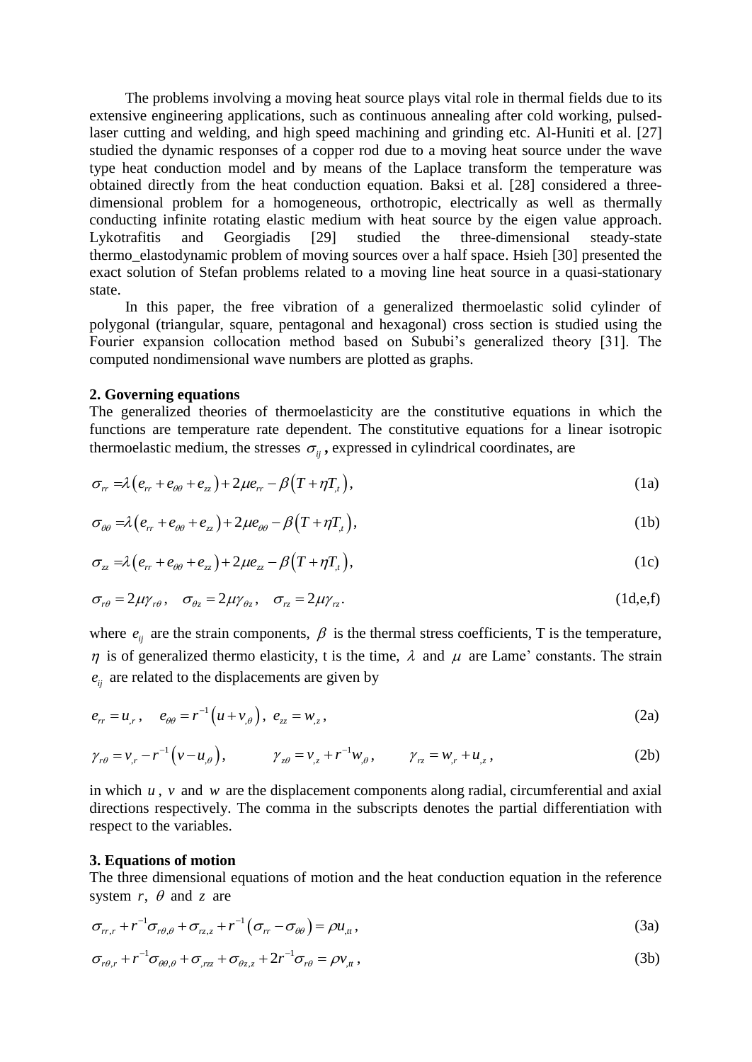The problems involving a moving heat source plays vital role in thermal fields due to its extensive engineering applications, such as continuous annealing after cold working, pulsed-laser cutting and welding, and high speed machining and grinding etc. Al-Huniti et al. [27] studied the dynamic responses of a copper rod due to a moving heat source under the wave type heat conduction model and by means of the Laplace transform the temperature was obtained directly from the heat conduction equation. Baksi et al. [28] considered a three-dimensional problem for a homogeneous, orthotropic, electrically as well as thermally conducting infinite rotating elastic medium with heat source by the eigen value approach. Lykotrafitis and Georgiadis [29] studied the three-dimensional steady-state thermo_elastodynamic problem of moving sources over a half space. Hsieh [30] presented the exact solution of Stefan problems related to a moving line heat source in a quasi-stationary state.

In this paper, the free vibration of a generalized thermoelastic solid cylinder of polygonal (triangular, square, pentagonal and hexagonal) cross section is studied using the Fourier expansion collocation method based on Sububi's generalized theory [31]. The computed nondimensional wave numbers are plotted as graphs.

## 2. Governing equations

The generalized theories of thermoelasticity are the constitutive equations in which the functions are temperature rate dependent. The constitutive equations for a linear isotropic thermoelastic medium, the stresses $\sigma_{ij}$, expressed in cylindrical coordinates, are

$$\sigma_{rr} = \lambda\left(e_{rr} + e_{\theta\theta} + e_{zz}\right) + 2\mu e_{rr} - \beta\left(T + \eta T_{,t}\right), \tag{1a}$$

$$\sigma_{\theta\theta} = \lambda\left(e_{rr} + e_{\theta\theta} + e_{zz}\right) + 2\mu e_{\theta\theta} - \beta\left(T + \eta T_{,t}\right), \tag{1b}$$

$$\sigma_{zz} = \lambda\left(e_{rr} + e_{\theta\theta} + e_{zz}\right) + 2\mu e_{zz} - \beta\left(T + \eta T_{,t}\right), \tag{1c}$$

$$\sigma_{r\theta} = 2\mu\gamma_{r\theta}, \quad \sigma_{\theta z} = 2\mu\gamma_{\theta z}, \quad \sigma_{rz} = 2\mu\gamma_{rz}. \tag{1d,e,f}$$

where $e_{ij}$ are the strain components, $\beta$ is the thermal stress coefficients, T is the temperature, $\eta$ is of generalized thermo elasticity, t is the time, $\lambda$ and $\mu$ are Lame' constants. The strain $e_{ij}$ are related to the displacements are given by

$$e_{rr} = u_{,r}, \quad e_{\theta\theta} = r^{-1}\left(u + v_{,\theta}\right), \; e_{zz} = w_{,z}, \tag{2a}$$

$$\gamma_{r\theta} = v_{,r} - r^{-1}\left(v - u_{,\theta}\right), \qquad \gamma_{z\theta} = v_{,z} + r^{-1}w_{,\theta}, \qquad \gamma_{rz} = w_{,r} + u_{,z}, \tag{2b}$$

in which $u$, $v$ and $w$ are the displacement components along radial, circumferential and axial directions respectively. The comma in the subscripts denotes the partial differentiation with respect to the variables.

## 3. Equations of motion

The three dimensional equations of motion and the heat conduction equation in the reference system $r$, $\theta$ and $z$ are

$$\sigma_{rr,r} + r^{-1}\sigma_{r\theta,\theta} + \sigma_{rz,z} + r^{-1}\left(\sigma_{rr} - \sigma_{\theta\theta}\right) = \rho u_{,tt}, \tag{3a}$$

$$\sigma_{r\theta,r} + r^{-1}\sigma_{\theta\theta,\theta} + \sigma_{,rzz} + \sigma_{\theta z,z} + 2r^{-1}\sigma_{r\theta} = \rho v_{,tt}, \tag{3b}$$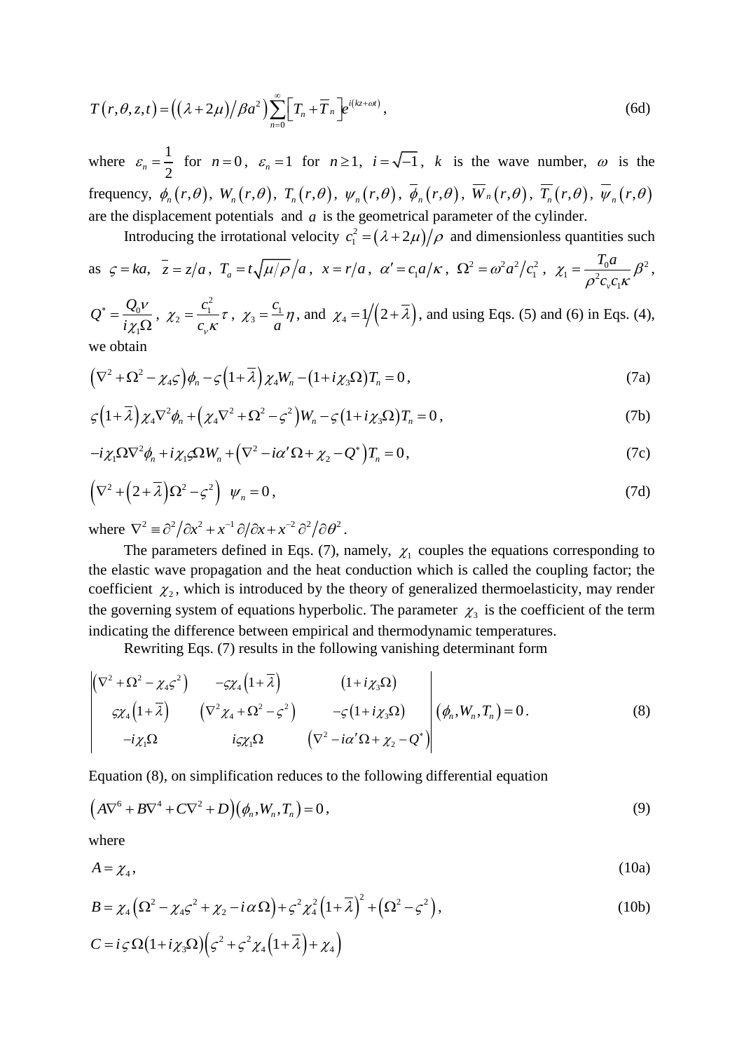$$T(r,\theta,z,t) = \left((\lambda+2\mu)/\beta a^2\right)\sum_{n=0}^{\infty}\left[T_n + \overline{T}_n\right]e^{i(kz+\omega t)}, \tag{6d}$$

where $\varepsilon_n = \dfrac{1}{2}$ for $n=0$, $\varepsilon_n = 1$ for $n \ge 1$, $i=\sqrt{-1}$, $k$ is the wave number, $\omega$ is the frequency, $\phi_n(r,\theta)$, $W_n(r,\theta)$, $T_n(r,\theta)$, $\psi_n(r,\theta)$, $\overline{\phi}_n(r,\theta)$, $\overline{W}_n(r,\theta)$, $\overline{T}_n(r,\theta)$, $\overline{\psi}_n(r,\theta)$ are the displacement potentials and $a$ is the geometrical parameter of the cylinder.

Introducing the irrotational velocity $c_1^2 = (\lambda+2\mu)/\rho$ and dimensionless quantities such as $\varsigma = ka$, $\overline{z} = z/a$, $T_a = t\sqrt{\mu/\rho}/a$, $x = r/a$, $\alpha' = c_1 a/\kappa$, $\Omega^2 = \omega^2 a^2/c_1^2$, $\chi_1 = \dfrac{T_0 a}{\rho^2 c_v c_1 \kappa}\beta^2$, $Q^* = \dfrac{Q_0 \nu}{i\chi_1\Omega}$, $\chi_2 = \dfrac{c_1^2}{c_v\kappa}\tau$, $\chi_3 = \dfrac{c_1}{a}\eta$, and $\chi_4 = 1/(2+\overline{\lambda})$, and using Eqs. (5) and (6) in Eqs. (4), we obtain

$$\left(\nabla^2 + \Omega^2 - \chi_4\varsigma\right)\phi_n - \varsigma\left(1+\overline{\lambda}\right)\chi_4 W_n - (1+i\chi_3\Omega)T_n = 0, \tag{7a}$$

$$\varsigma\left(1+\overline{\lambda}\right)\chi_4\nabla^2\phi_n + \left(\chi_4\nabla^2 + \Omega^2 - \varsigma^2\right)W_n - \varsigma(1+i\chi_3\Omega)T_n = 0, \tag{7b}$$

$$-i\chi_1\Omega\nabla^2\phi_n + i\chi_1\varsigma\Omega W_n + \left(\nabla^2 - i\alpha'\Omega + \chi_2 - Q^*\right)T_n = 0, \tag{7c}$$

$$\left(\nabla^2 + \left(2+\overline{\lambda}\right)\Omega^2 - \varsigma^2\right)\ \psi_n = 0, \tag{7d}$$

where $\nabla^2 \equiv \partial^2/\partial x^2 + x^{-1}\,\partial/\partial x + x^{-2}\,\partial^2/\partial\theta^2$.

The parameters defined in Eqs. (7), namely, $\chi_1$ couples the equations corresponding to the elastic wave propagation and the heat conduction which is called the coupling factor; the coefficient $\chi_2$, which is introduced by the theory of generalized thermoelasticity, may render the governing system of equations hyperbolic. The parameter $\chi_3$ is the coefficient of the term indicating the difference between empirical and thermodynamic temperatures.

Rewriting Eqs. (7) results in the following vanishing determinant form

$$\begin{vmatrix} \left(\nabla^2 + \Omega^2 - \chi_4\varsigma^2\right) & -\varsigma\chi_4\left(1+\overline{\lambda}\right) & (1+i\chi_3\Omega) \\ \varsigma\chi_4\left(1+\overline{\lambda}\right) & \left(\nabla^2\chi_4 + \Omega^2 - \varsigma^2\right) & -\varsigma(1+i\chi_3\Omega) \\ -i\chi_1\Omega & i\varsigma\chi_1\Omega & \left(\nabla^2 - i\alpha'\Omega + \chi_2 - Q^*\right) \end{vmatrix}(\phi_n, W_n, T_n) = 0. \tag{8}$$

Equation (8), on simplification reduces to the following differential equation

$$\left(A\nabla^6 + B\nabla^4 + C\nabla^2 + D\right)(\phi_n, W_n, T_n) = 0, \tag{9}$$

where

$$A = \chi_4, \tag{10a}$$

$$B = \chi_4\left(\Omega^2 - \chi_4\varsigma^2 + \chi_2 - i\alpha\Omega\right) + \varsigma^2\chi_4^2\left(1+\overline{\lambda}\right)^2 + \left(\Omega^2 - \varsigma^2\right), \tag{10b}$$

$$C = i\varsigma\Omega(1+i\chi_3\Omega)\left(\varsigma^2 + \varsigma^2\chi_4\left(1+\overline{\lambda}\right) + \chi_4\right)$$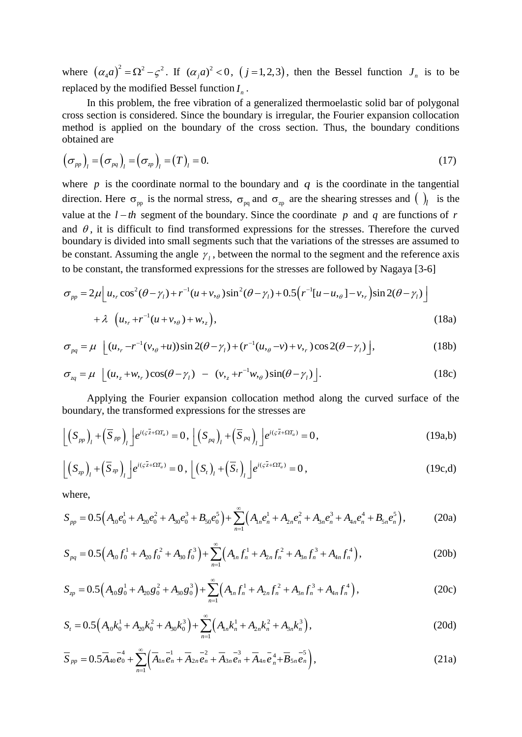where $(\alpha_4 a)^2 = \Omega^2 - \varsigma^2$. If $(\alpha_j a)^2 < 0$, $(j = 1,2,3)$, then the Bessel function $J_n$ is to be replaced by the modified Bessel function $I_n$.

In this problem, the free vibration of a generalized thermoelastic solid bar of polygonal cross section is considered. Since the boundary is irregular, the Fourier expansion collocation method is applied on the boundary of the cross section. Thus, the boundary conditions obtained are

$$\left(\sigma_{pp}\right)_l = \left(\sigma_{pq}\right)_l = \left(\sigma_{zp}\right)_l = \left(T\right)_l = 0. \tag{17}$$

where $p$ is the coordinate normal to the boundary and $q$ is the coordinate in the tangential direction. Here $\sigma_{pp}$ is the normal stress, $\sigma_{pq}$ and $\sigma_{zp}$ are the shearing stresses and $(\ )_l$ is the value at the $l-th$ segment of the boundary. Since the coordinate $p$ and $q$ are functions of $r$ and $\theta$, it is difficult to find transformed expressions for the stresses. Therefore the curved boundary is divided into small segments such that the variations of the stresses are assumed to be constant. Assuming the angle $\gamma_l$, between the normal to the segment and the reference axis to be constant, the transformed expressions for the stresses are followed by Nagaya [3-6]

$$\sigma_{pp} = 2\mu\left\lfloor u,_r \cos^2(\theta-\gamma_l) + r^{-1}(u+v,_\theta)\sin^2(\theta-\gamma_l) + 0.5\left(r^{-1}[u-u,_\theta]-v,_r\right)\sin 2(\theta-\gamma_l)\right\rfloor$$
$$+\lambda\ \left(u,_r + r^{-1}(u+v,_\theta) + w,_z\right), \tag{18a}$$

$$\sigma_{pq} = \mu\ \left\lfloor (u,_r - r^{-1}(v,_\theta + u))\sin 2(\theta-\gamma_l) + (r^{-1}(u,_\theta - v) + v,_r)\cos 2(\theta-\gamma_l)\right\rfloor, \tag{18b}$$

$$\sigma_{zq} = \mu\ \left\lfloor (u,_z + w,_r)\cos(\theta-\gamma_l)\ -\ (v,_z + r^{-1}w,_\theta)\sin(\theta-\gamma_l)\right\rfloor. \tag{18c}$$

Applying the Fourier expansion collocation method along the curved surface of the boundary, the transformed expressions for the stresses are

$$\left\lfloor \left(S_{pp}\right)_l + \left(\bar{S}_{pp}\right)_l \right\rfloor e^{i(\varsigma\bar{z}+\Omega T_a)} = 0,\ \left\lfloor \left(S_{pq}\right)_l + \left(\bar{S}_{pq}\right)_l \right\rfloor e^{i(\varsigma\bar{z}+\Omega T_a)} = 0, \tag{19a,b}$$

$$\left\lfloor \left(S_{zp}\right)_l + \left(\bar{S}_{zp}\right)_l \right\rfloor e^{i(\varsigma\bar{z}+\Omega T_a)} = 0,\ \left\lfloor \left(S_t\right)_l + \left(\bar{S}_t\right)_l \right\rfloor e^{i(\varsigma\bar{z}+\Omega T_a)} = 0, \tag{19c,d}$$

where,

$$S_{pp} = 0.5\left(A_{10}e_0^1 + A_{20}e_0^2 + A_{30}e_0^3 + B_{50}e_0^5\right) + \sum_{n=1}^{\infty}\left(A_{1n}e_n^1 + A_{2n}e_n^2 + A_{3n}e_n^3 + A_{4n}e_n^4 + B_{5n}e_n^5\right), \tag{20a}$$

$$S_{pq} = 0.5\left(A_{10}f_0^1 + A_{20}f_0^2 + A_{30}f_0^3\right) + \sum_{n=1}^{\infty}\left(A_{1n}f_n^1 + A_{2n}f_n^2 + A_{3n}f_n^3 + A_{4n}f_n^4\right), \tag{20b}$$

$$S_{zp} = 0.5\left(A_{10}g_0^1 + A_{20}g_0^2 + A_{30}g_0^3\right) + \sum_{n=1}^{\infty}\left(A_{1n}f_n^1 + A_{2n}f_n^2 + A_{3n}f_n^3 + A_{4n}f_n^4\right), \tag{20c}$$

$$S_t = 0.5\left(A_{10}k_0^1 + A_{20}k_0^2 + A_{30}k_0^3\right) + \sum_{n=1}^{\infty}\left(A_{1n}k_n^1 + A_{2n}k_n^2 + A_{3n}k_n^3\right), \tag{20d}$$

$$\bar{S}_{pp} = 0.5\bar{A}_{40}\bar{e}_0^4 + \sum_{n=1}^{\infty}\left(\bar{A}_{1n}\bar{e}_n^1 + \bar{A}_{2n}\bar{e}_n^2 + \bar{A}_{3n}\bar{e}_n^3 + \bar{A}_{4n}\bar{e}_n^4 + \bar{B}_{5n}\bar{e}_n^5\right), \tag{21a}$$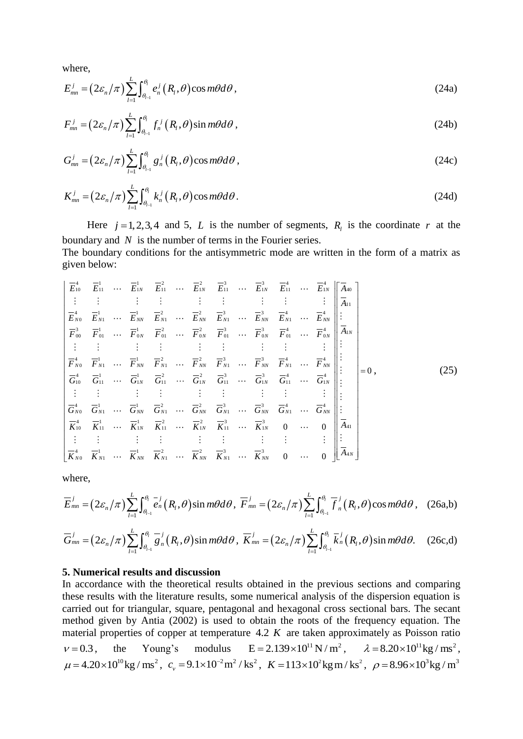where,

$$E_{mn}^{j} = \left(2\varepsilon_n/\pi\right)\sum_{l=1}^{L}\int_{\theta_{l-1}}^{\theta_l} e_n^j\left(R_l,\theta\right)\cos m\theta d\theta\,, \tag{24a}$$

$$F_{mn}^{j} = \left(2\varepsilon_n/\pi\right)\sum_{l=1}^{L}\int_{\theta_{l-1}}^{\theta_l} f_n^j\left(R_l,\theta\right)\sin m\theta d\theta\,, \tag{24b}$$

$$G_{mn}^{j} = \left(2\varepsilon_n/\pi\right)\sum_{l=1}^{L}\int_{\theta_{l-1}}^{\theta_l} g_n^j\left(R_l,\theta\right)\cos m\theta d\theta\,, \tag{24c}$$

$$K_{mn}^{j} = \left(2\varepsilon_n/\pi\right)\sum_{l=1}^{L}\int_{\theta_{l-1}}^{\theta_l} k_n^j\left(R_l,\theta\right)\cos m\theta d\theta\,. \tag{24d}$$

Here $j = 1,2,3,4$ and 5, $L$ is the number of segments, $R_l$ is the coordinate $r$ at the boundary and $N$ is the number of terms in the Fourier series.

The boundary conditions for the antisymmetric mode are written in the form of a matrix as given below:

$$\begin{vmatrix}
\overline{E}_{10}^4 & \overline{E}_{11}^1 & \cdots & \overline{E}_{1N}^1 & \overline{E}_{11}^2 & \cdots & \overline{E}_{1N}^2 & \overline{E}_{11}^3 & \cdots & \overline{E}_{1N}^3 & \overline{E}_{11}^4 & \cdots & \overline{E}_{1N}^4 \\
\vdots & \vdots & & \vdots & \vdots & & \vdots & \vdots & & \vdots & \vdots & & \vdots \\
\overline{E}_{N0}^4 & \overline{E}_{N1}^1 & \cdots & \overline{E}_{NN}^1 & \overline{E}_{N1}^2 & \cdots & \overline{E}_{NN}^2 & \overline{E}_{N1}^3 & \cdots & \overline{E}_{NN}^3 & \overline{E}_{N1}^4 & \cdots & \overline{E}_{NN}^4 \\
\overline{F}_{00}^3 & \overline{F}_{01}^1 & \cdots & \overline{F}_{0N}^1 & \overline{F}_{01}^2 & \cdots & \overline{F}_{0N}^2 & \overline{F}_{01}^3 & \cdots & \overline{F}_{0N}^3 & \overline{F}_{01}^4 & \cdots & \overline{F}_{0N}^4 \\
\vdots & \vdots & & \vdots & \vdots & & \vdots & \vdots & & \vdots & \vdots & & \vdots \\
\overline{F}_{N0}^4 & \overline{F}_{N1}^1 & \cdots & \overline{F}_{NN}^1 & \overline{F}_{N1}^2 & \cdots & \overline{F}_{NN}^2 & \overline{F}_{N1}^3 & \cdots & \overline{F}_{NN}^3 & \overline{F}_{N1}^4 & \cdots & \overline{F}_{NN}^4 \\
\overline{G}_{10}^4 & \overline{G}_{11}^1 & \cdots & \overline{G}_{1N}^1 & \overline{G}_{11}^2 & \cdots & \overline{G}_{1N}^2 & \overline{G}_{11}^3 & \cdots & \overline{G}_{1N}^3 & \overline{G}_{11}^4 & \cdots & \overline{G}_{1N}^4 \\
\vdots & \vdots & & \vdots & \vdots & & \vdots & \vdots & & \vdots & \vdots & & \vdots \\
\overline{G}_{N0}^4 & \overline{G}_{N1}^1 & \cdots & \overline{G}_{NN}^1 & \overline{G}_{N1}^2 & \cdots & \overline{G}_{NN}^2 & \overline{G}_{N1}^3 & \cdots & \overline{G}_{NN}^3 & \overline{G}_{N1}^4 & \cdots & \overline{G}_{NN}^4 \\
\overline{K}_{10}^4 & \overline{K}_{11}^1 & \cdots & \overline{K}_{1N}^1 & \overline{K}_{11}^2 & \cdots & \overline{K}_{1N}^2 & \overline{K}_{11}^3 & \cdots & \overline{K}_{1N}^3 & 0 & \cdots & 0 \\
\vdots & \vdots & & \vdots & \vdots & & \vdots & \vdots & & \vdots & \vdots & & \vdots \\
\overline{K}_{N0}^4 & \overline{K}_{N1}^1 & \cdots & \overline{K}_{NN}^1 & \overline{K}_{N1}^2 & \cdots & \overline{K}_{NN}^2 & \overline{K}_{N1}^3 & \cdots & \overline{K}_{NN}^3 & 0 & \cdots & 0
\end{vmatrix}
\begin{bmatrix}
\overline{A}_{40} \\ \overline{A}_{11} \\ \vdots \\ \overline{A}_{1N} \\ \vdots \\ \vdots \\ \vdots \\ \vdots \\ \vdots \\ \overline{A}_{41} \\ \vdots \\ \overline{A}_{4N}
\end{bmatrix} = 0\,, \tag{25}$$

where,

$$\overline{E}_{mn}^{j} = \left(2\varepsilon_n/\pi\right)\sum_{l=1}^{L}\int_{\theta_{l-1}}^{\theta_l} \overline{e}_n^j\left(R_l,\theta\right)\sin m\theta d\theta,\; \overline{F}_{mn}^{j} = \left(2\varepsilon_n/\pi\right)\sum_{l=1}^{L}\int_{\theta_{l-1}}^{\theta_l} \overline{f}_n^j\left(R_l,\theta\right)\cos m\theta d\theta\,, \tag{26a,b}$$

$$\overline{G}_{mn}^{j} = \left(2\varepsilon_n/\pi\right)\sum_{l=1}^{L}\int_{\theta_{l-1}}^{\theta_l} \overline{g}_n^j\left(R_l,\theta\right)\sin m\theta d\theta,\; \overline{K}_{mn}^{j} = \left(2\varepsilon_n/\pi\right)\sum_{l=1}^{L}\int_{\theta_{l-1}}^{\theta_l} \overline{k}_n^j\left(R_l,\theta\right)\sin m\theta d\theta. \tag{26c,d}$$

## 5. Numerical results and discussion

In accordance with the theoretical results obtained in the previous sections and comparing these results with the literature results, some numerical analysis of the dispersion equation is carried out for triangular, square, pentagonal and hexagonal cross sectional bars. The secant method given by Antia (2002) is used to obtain the roots of the frequency equation. The material properties of copper at temperature $4.2\ K$ are taken approximately as Poisson ratio $\nu = 0.3$, the Young's modulus $\mathrm{E} = 2.139\times10^{11}\,\mathrm{N/m^2}$, $\lambda = 8.20\times10^{11}\,\mathrm{kg/ms^2}$, $\mu = 4.20\times10^{10}\,\mathrm{kg/ms^2}$, $c_v = 9.1\times10^{-2}\,\mathrm{m^2/ks^2}$, $K = 113\times10^{2}\,\mathrm{kg\,m/ks^2}$, $\rho = 8.96\times10^{3}\,\mathrm{kg/m^3}$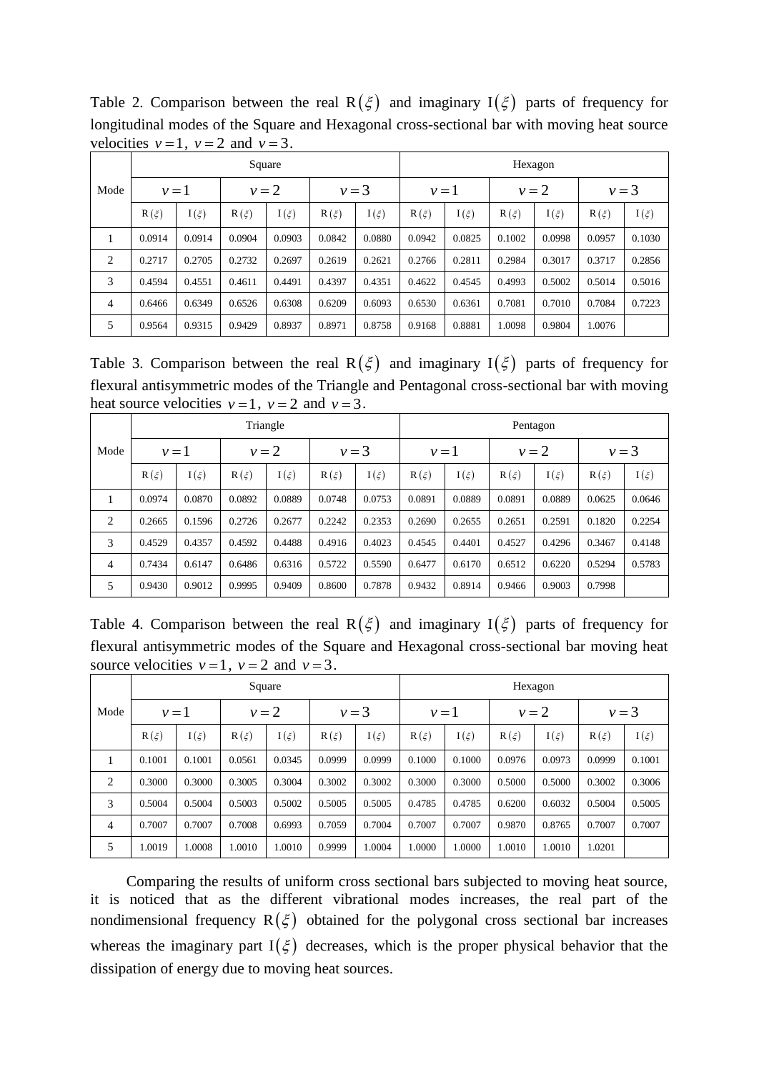Table 2. Comparison between the real $\mathrm{R}(\xi)$ and imaginary $\mathrm{I}(\xi)$ parts of frequency for longitudinal modes of the Square and Hexagonal cross-sectional bar with moving heat source velocities $v=1$, $v=2$ and $v=3$.

| Mode | Square | | | | | | Hexagon | | | | | |
|---|---|---|---|---|---|---|---|---|---|---|---|---|
| | $v=1$ | | $v=2$ | | $v=3$ | | $v=1$ | | $v=2$ | | $v=3$ | |
| | $\mathrm{R}(\xi)$ | $\mathrm{I}(\xi)$ | $\mathrm{R}(\xi)$ | $\mathrm{I}(\xi)$ | $\mathrm{R}(\xi)$ | $\mathrm{I}(\xi)$ | $\mathrm{R}(\xi)$ | $\mathrm{I}(\xi)$ | $\mathrm{R}(\xi)$ | $\mathrm{I}(\xi)$ | $\mathrm{R}(\xi)$ | $\mathrm{I}(\xi)$ |
| 1 | 0.0914 | 0.0914 | 0.0904 | 0.0903 | 0.0842 | 0.0880 | 0.0942 | 0.0825 | 0.1002 | 0.0998 | 0.0957 | 0.1030 |
| 2 | 0.2717 | 0.2705 | 0.2732 | 0.2697 | 0.2619 | 0.2621 | 0.2766 | 0.2811 | 0.2984 | 0.3017 | 0.3717 | 0.2856 |
| 3 | 0.4594 | 0.4551 | 0.4611 | 0.4491 | 0.4397 | 0.4351 | 0.4622 | 0.4545 | 0.4993 | 0.5002 | 0.5014 | 0.5016 |
| 4 | 0.6466 | 0.6349 | 0.6526 | 0.6308 | 0.6209 | 0.6093 | 0.6530 | 0.6361 | 0.7081 | 0.7010 | 0.7084 | 0.7223 |
| 5 | 0.9564 | 0.9315 | 0.9429 | 0.8937 | 0.8971 | 0.8758 | 0.9168 | 0.8881 | 1.0098 | 0.9804 | 1.0076 | |

Table 3. Comparison between the real $\mathrm{R}(\xi)$ and imaginary $\mathrm{I}(\xi)$ parts of frequency for flexural antisymmetric modes of the Triangle and Pentagonal cross-sectional bar with moving heat source velocities $v=1$, $v=2$ and $v=3$.

| Mode | Triangle | | | | | | Pentagon | | | | | |
|---|---|---|---|---|---|---|---|---|---|---|---|---|
| | $v=1$ | | $v=2$ | | $v=3$ | | $v=1$ | | $v=2$ | | $v=3$ | |
| | $\mathrm{R}(\xi)$ | $\mathrm{I}(\xi)$ | $\mathrm{R}(\xi)$ | $\mathrm{I}(\xi)$ | $\mathrm{R}(\xi)$ | $\mathrm{I}(\xi)$ | $\mathrm{R}(\xi)$ | $\mathrm{I}(\xi)$ | $\mathrm{R}(\xi)$ | $\mathrm{I}(\xi)$ | $\mathrm{R}(\xi)$ | $\mathrm{I}(\xi)$ |
| 1 | 0.0974 | 0.0870 | 0.0892 | 0.0889 | 0.0748 | 0.0753 | 0.0891 | 0.0889 | 0.0891 | 0.0889 | 0.0625 | 0.0646 |
| 2 | 0.2665 | 0.1596 | 0.2726 | 0.2677 | 0.2242 | 0.2353 | 0.2690 | 0.2655 | 0.2651 | 0.2591 | 0.1820 | 0.2254 |
| 3 | 0.4529 | 0.4357 | 0.4592 | 0.4488 | 0.4916 | 0.4023 | 0.4545 | 0.4401 | 0.4527 | 0.4296 | 0.3467 | 0.4148 |
| 4 | 0.7434 | 0.6147 | 0.6486 | 0.6316 | 0.5722 | 0.5590 | 0.6477 | 0.6170 | 0.6512 | 0.6220 | 0.5294 | 0.5783 |
| 5 | 0.9430 | 0.9012 | 0.9995 | 0.9409 | 0.8600 | 0.7878 | 0.9432 | 0.8914 | 0.9466 | 0.9003 | 0.7998 | |

Table 4. Comparison between the real $\mathrm{R}(\xi)$ and imaginary $\mathrm{I}(\xi)$ parts of frequency for flexural antisymmetric modes of the Square and Hexagonal cross-sectional bar moving heat source velocities $v=1$, $v=2$ and $v=3$.

| Mode | Square | | | | | | Hexagon | | | | | |
|---|---|---|---|---|---|---|---|---|---|---|---|---|
| | $v=1$ | | $v=2$ | | $v=3$ | | $v=1$ | | $v=2$ | | $v=3$ | |
| | $\mathrm{R}(\xi)$ | $\mathrm{I}(\xi)$ | $\mathrm{R}(\xi)$ | $\mathrm{I}(\xi)$ | $\mathrm{R}(\xi)$ | $\mathrm{I}(\xi)$ | $\mathrm{R}(\xi)$ | $\mathrm{I}(\xi)$ | $\mathrm{R}(\xi)$ | $\mathrm{I}(\xi)$ | $\mathrm{R}(\xi)$ | $\mathrm{I}(\xi)$ |
| 1 | 0.1001 | 0.1001 | 0.0561 | 0.0345 | 0.0999 | 0.0999 | 0.1000 | 0.1000 | 0.0976 | 0.0973 | 0.0999 | 0.1001 |
| 2 | 0.3000 | 0.3000 | 0.3005 | 0.3004 | 0.3002 | 0.3002 | 0.3000 | 0.3000 | 0.5000 | 0.5000 | 0.3002 | 0.3006 |
| 3 | 0.5004 | 0.5004 | 0.5003 | 0.5002 | 0.5005 | 0.5005 | 0.4785 | 0.4785 | 0.6200 | 0.6032 | 0.5004 | 0.5005 |
| 4 | 0.7007 | 0.7007 | 0.7008 | 0.6993 | 0.7059 | 0.7004 | 0.7007 | 0.7007 | 0.9870 | 0.8765 | 0.7007 | 0.7007 |
| 5 | 1.0019 | 1.0008 | 1.0010 | 1.0010 | 0.9999 | 1.0004 | 1.0000 | 1.0000 | 1.0010 | 1.0010 | 1.0201 | |

Comparing the results of uniform cross sectional bars subjected to moving heat source, it is noticed that as the different vibrational modes increases, the real part of the nondimensional frequency $\mathrm{R}(\xi)$ obtained for the polygonal cross sectional bar increases whereas the imaginary part $\mathrm{I}(\xi)$ decreases, which is the proper physical behavior that the dissipation of energy due to moving heat sources.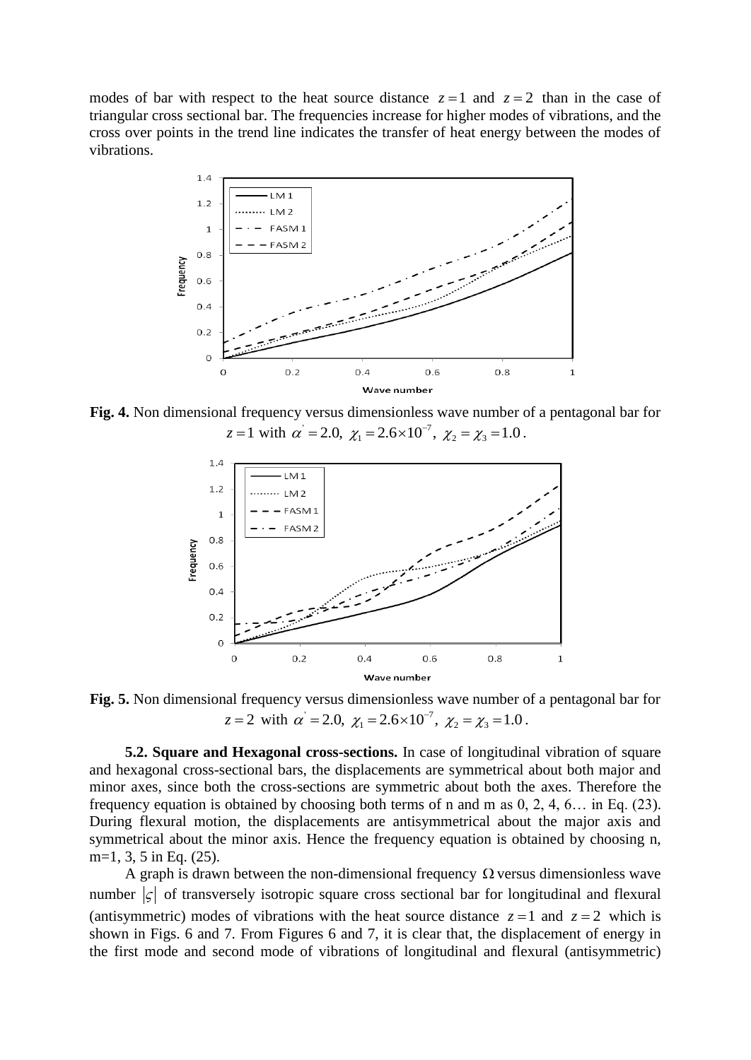modes of bar with respect to the heat source distance $z=1$ and $z=2$ than in the case of triangular cross sectional bar. The frequencies increase for higher modes of vibrations, and the cross over points in the trend line indicates the transfer of heat energy between the modes of vibrations.

**Fig. 4.** Non dimensional frequency versus dimensionless wave number of a pentagonal bar for $z=1$ with $\alpha' = 2.0,\ \chi_1 = 2.6\times10^{-7},\ \chi_2 = \chi_3 = 1.0$.

**Fig. 5.** Non dimensional frequency versus dimensionless wave number of a pentagonal bar for $z=2$ with $\alpha' = 2.0,\ \chi_1 = 2.6\times10^{-7},\ \chi_2 = \chi_3 = 1.0$.

**5.2. Square and Hexagonal cross-sections.** In case of longitudinal vibration of square and hexagonal cross-sectional bars, the displacements are symmetrical about both major and minor axes, since both the cross-sections are symmetric about both the axes. Therefore the frequency equation is obtained by choosing both terms of n and m as 0, 2, 4, 6… in Eq. (23). During flexural motion, the displacements are antisymmetrical about the major axis and symmetrical about the minor axis. Hence the frequency equation is obtained by choosing n, m=1, 3, 5 in Eq. (25).

A graph is drawn between the non-dimensional frequency $\Omega$ versus dimensionless wave number $|\varsigma|$ of transversely isotropic square cross sectional bar for longitudinal and flexural (antisymmetric) modes of vibrations with the heat source distance $z=1$ and $z=2$ which is shown in Figs. 6 and 7. From Figures 6 and 7, it is clear that, the displacement of energy in the first mode and second mode of vibrations of longitudinal and flexural (antisymmetric)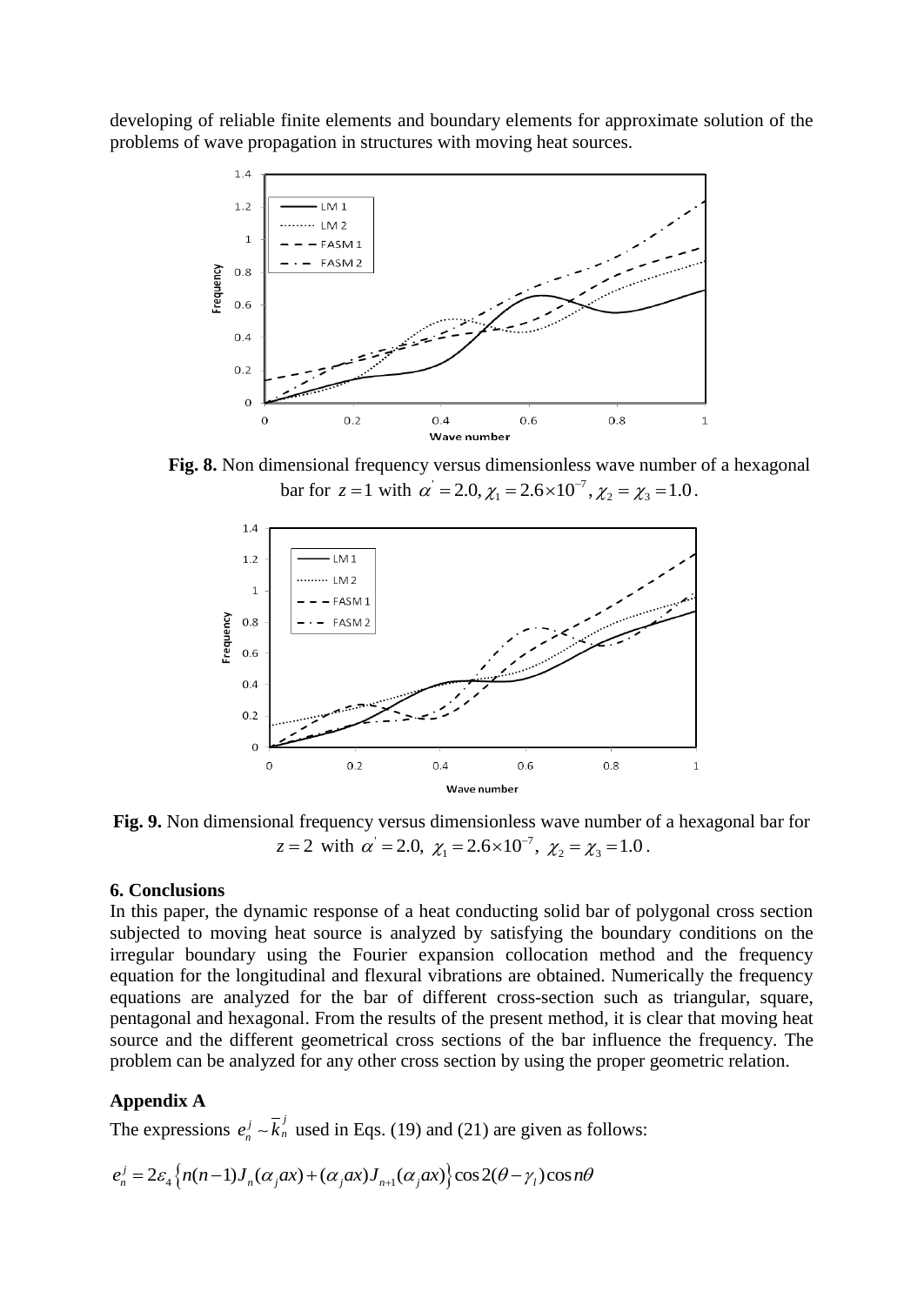developing of reliable finite elements and boundary elements for approximate solution of the problems of wave propagation in structures with moving heat sources.

**Fig. 8.** Non dimensional frequency versus dimensionless wave number of a hexagonal bar for $z = 1$ with $\alpha^{'} = 2.0, \chi_1 = 2.6\times10^{-7}, \chi_2 = \chi_3 = 1.0$.

**Fig. 9.** Non dimensional frequency versus dimensionless wave number of a hexagonal bar for $z = 2$ with $\alpha^{'} = 2.0,\ \chi_1 = 2.6\times10^{-7},\ \chi_2 = \chi_3 = 1.0$.

## 6. Conclusions

In this paper, the dynamic response of a heat conducting solid bar of polygonal cross section subjected to moving heat source is analyzed by satisfying the boundary conditions on the irregular boundary using the Fourier expansion collocation method and the frequency equation for the longitudinal and flexural vibrations are obtained. Numerically the frequency equations are analyzed for the bar of different cross-section such as triangular, square, pentagonal and hexagonal. From the results of the present method, it is clear that moving heat source and the different geometrical cross sections of the bar influence the frequency. The problem can be analyzed for any other cross section by using the proper geometric relation.

## Appendix A

The expressions $e_n^j \sim \bar{k}_n^j$ used in Eqs. (19) and (21) are given as follows:

$$e_n^j = 2\varepsilon_4 \left\{ n(n-1)J_n(\alpha_j ax) + (\alpha_j ax)J_{n+1}(\alpha_j ax) \right\} \cos 2(\theta - \gamma_l)\cos n\theta$$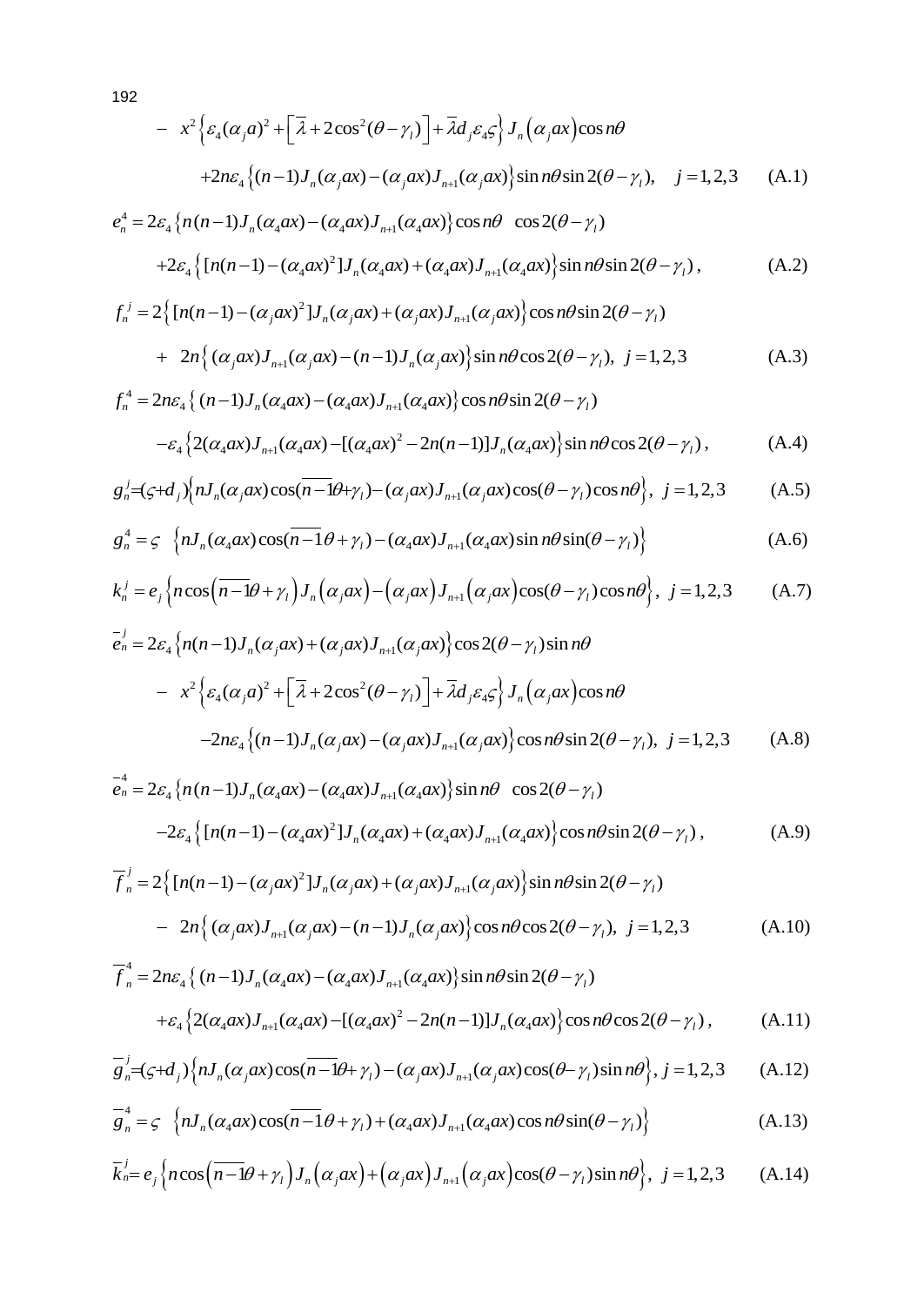$$- \quad x^2 \left\{ \varepsilon_4 (\alpha_j a)^2 + \left[ \bar{\lambda} + 2\cos^2(\theta - \gamma_l) \right] + \bar{\lambda} d_j \varepsilon_4 \varsigma \right\} J_n\left(\alpha_j ax\right) \cos n\theta$$

$$+2n\varepsilon_4 \left\{ (n-1) J_n(\alpha_j ax) - (\alpha_j ax) J_{n+1}(\alpha_j ax) \right\} \sin n\theta \sin 2(\theta - \gamma_l), \quad j = 1,2,3 \tag{A.1}$$

$$e_n^4 = 2\varepsilon_4 \left\{ n(n-1) J_n(\alpha_4 ax) - (\alpha_4 ax) J_{n+1}(\alpha_4 ax) \right\} \cos n\theta \;\; \cos 2(\theta - \gamma_l)$$

$$+2\varepsilon_4 \left\{ [n(n-1) - (\alpha_4 ax)^2] J_n(\alpha_4 ax) + (\alpha_4 ax) J_{n+1}(\alpha_4 ax) \right\} \sin n\theta \sin 2(\theta - \gamma_l), \tag{A.2}$$

$$f_n^j = 2\left\{ [n(n-1) - (\alpha_j ax)^2] J_n(\alpha_j ax) + (\alpha_j ax) J_{n+1}(\alpha_j ax) \right\} \cos n\theta \sin 2(\theta - \gamma_l)$$

$$+ \;\; 2n \left\{ (\alpha_j ax) J_{n+1}(\alpha_j ax) - (n-1) J_n(\alpha_j ax) \right\} \sin n\theta \cos 2(\theta - \gamma_l), \;\; j = 1,2,3 \tag{A.3}$$

$$f_n^4 = 2n\varepsilon_4 \left\{ (n-1) J_n(\alpha_4 ax) - (\alpha_4 ax) J_{n+1}(\alpha_4 ax) \right\} \cos n\theta \sin 2(\theta - \gamma_l)$$

$$-\varepsilon_4 \left\{ 2(\alpha_4 ax) J_{n+1}(\alpha_4 ax) - [(\alpha_4 ax)^2 - 2n(n-1)] J_n(\alpha_4 ax) \right\} \sin n\theta \cos 2(\theta - \gamma_l), \tag{A.4}$$

$$g_n^j = (\varsigma + d_j) \left\{ n J_n(\alpha_j ax) \cos(\overline{n-1}\theta + \gamma_l) - (\alpha_j ax) J_{n+1}(\alpha_j ax) \cos(\theta - \gamma_l) \cos n\theta \right\}, \;\; j = 1,2,3 \tag{A.5}$$

$$g_n^4 = \varsigma \;\; \left\{ n J_n(\alpha_4 ax) \cos(\overline{n-1}\theta + \gamma_l) - (\alpha_4 ax) J_{n+1}(\alpha_4 ax) \sin n\theta \sin(\theta - \gamma_l) \right\} \tag{A.6}$$

$$k_n^j = e_j \left\{ n \cos\left(\overline{n-1}\theta + \gamma_l\right) J_n\left(\alpha_j ax\right) - \left(\alpha_j ax\right) J_{n+1}\left(\alpha_j ax\right) \cos(\theta - \gamma_l) \cos n\theta \right\}, \;\; j = 1,2,3 \tag{A.7}$$

$$\bar{e}_n^j = 2\varepsilon_4 \left\{ n(n-1) J_n(\alpha_j ax) + (\alpha_j ax) J_{n+1}(\alpha_j ax) \right\} \cos 2(\theta - \gamma_l) \sin n\theta$$

$$- \quad x^2 \left\{ \varepsilon_4 (\alpha_j a)^2 + \left[ \bar{\lambda} + 2\cos^2(\theta - \gamma_l) \right] + \bar{\lambda} d_j \varepsilon_4 \varsigma \right\} J_n\left(\alpha_j ax\right) \cos n\theta$$

$$-2n\varepsilon_4 \left\{ (n-1) J_n(\alpha_j ax) - (\alpha_j ax) J_{n+1}(\alpha_j ax) \right\} \cos n\theta \sin 2(\theta - \gamma_l), \;\; j = 1,2,3 \tag{A.8}$$

$$\bar{e}_n^4 = 2\varepsilon_4 \left\{ n(n-1) J_n(\alpha_4 ax) - (\alpha_4 ax) J_{n+1}(\alpha_4 ax) \right\} \sin n\theta \;\; \cos 2(\theta - \gamma_l)$$

$$-2\varepsilon_4 \left\{ [n(n-1) - (\alpha_4 ax)^2] J_n(\alpha_4 ax) + (\alpha_4 ax) J_{n+1}(\alpha_4 ax) \right\} \cos n\theta \sin 2(\theta - \gamma_l), \tag{A.9}$$

$$\bar{f}_n^j = 2\left\{ [n(n-1) - (\alpha_j ax)^2] J_n(\alpha_j ax) + (\alpha_j ax) J_{n+1}(\alpha_j ax) \right\} \sin n\theta \sin 2(\theta - \gamma_l)$$

$$- \;\; 2n \left\{ (\alpha_j ax) J_{n+1}(\alpha_j ax) - (n-1) J_n(\alpha_j ax) \right\} \cos n\theta \cos 2(\theta - \gamma_l), \;\; j = 1,2,3 \tag{A.10}$$

$$\bar{f}_n^4 = 2n\varepsilon_4 \left\{ (n-1) J_n(\alpha_4 ax) - (\alpha_4 ax) J_{n+1}(\alpha_4 ax) \right\} \sin n\theta \sin 2(\theta - \gamma_l)$$

$$+\varepsilon_4 \left\{ 2(\alpha_4 ax) J_{n+1}(\alpha_4 ax) - [(\alpha_4 ax)^2 - 2n(n-1)] J_n(\alpha_4 ax) \right\} \cos n\theta \cos 2(\theta - \gamma_l), \tag{A.11}$$

$$\bar{g}_n^j = (\varsigma + d_j) \left\{ n J_n(\alpha_j ax) \cos(\overline{n-1}\theta + \gamma_l) - (\alpha_j ax) J_{n+1}(\alpha_j ax) \cos(\theta - \gamma_l) \sin n\theta \right\}, \; j = 1,2,3 \tag{A.12}$$

$$\bar{g}_n^4 = \varsigma \;\; \left\{ n J_n(\alpha_4 ax) \cos(\overline{n-1}\theta + \gamma_l) + (\alpha_4 ax) J_{n+1}(\alpha_4 ax) \cos n\theta \sin(\theta - \gamma_l) \right\} \tag{A.13}$$

$$\bar{k}_n^j = e_j \left\{ n \cos\left(\overline{n-1}\theta + \gamma_l\right) J_n\left(\alpha_j ax\right) + \left(\alpha_j ax\right) J_{n+1}\left(\alpha_j ax\right) \cos(\theta - \gamma_l) \sin n\theta \right\}, \;\; j = 1,2,3 \tag{A.14}$$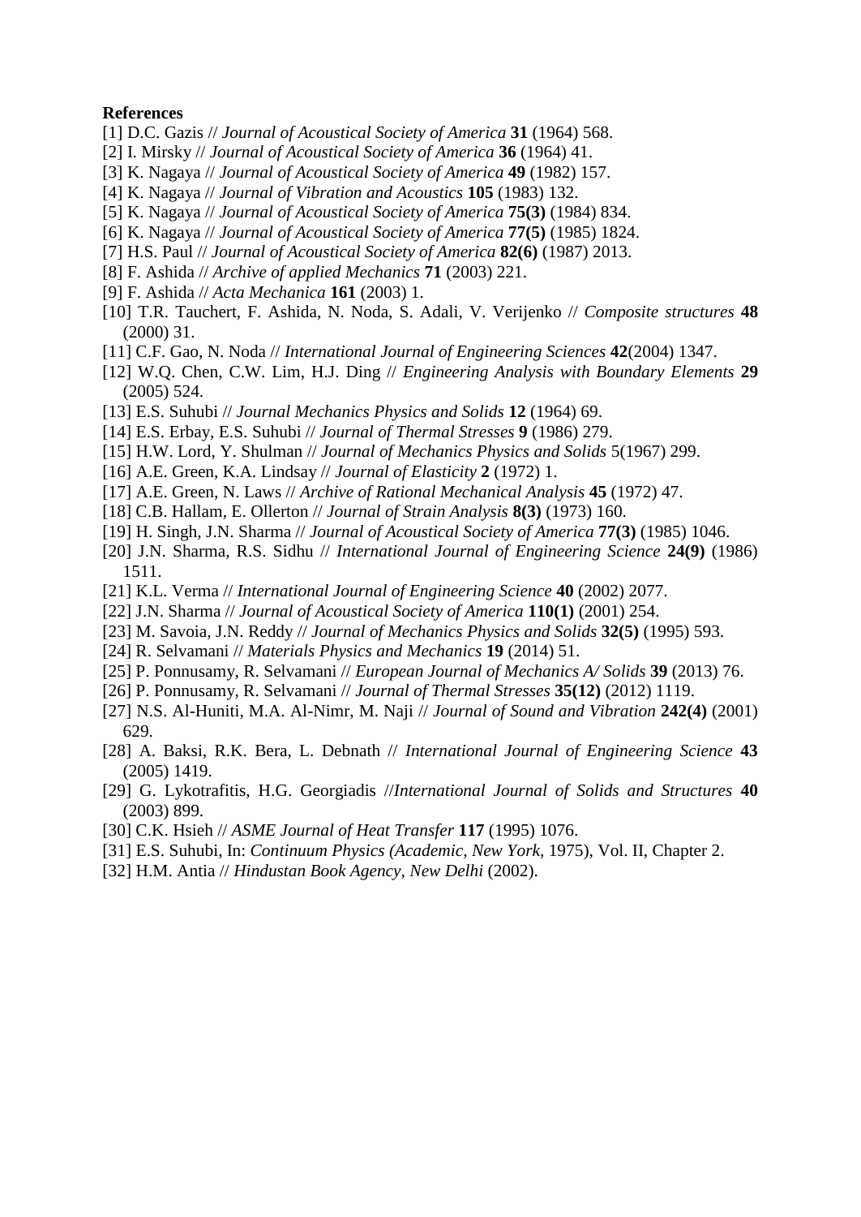**References**

[1] D.C. Gazis // *Journal of Acoustical Society of America* **31** (1964) 568.
[2] I. Mirsky // *Journal of Acoustical Society of America* **36** (1964) 41.
[3] K. Nagaya // *Journal of Acoustical Society of America* **49** (1982) 157.
[4] K. Nagaya // *Journal of Vibration and Acoustics* **105** (1983) 132.
[5] K. Nagaya // *Journal of Acoustical Society of America* **75(3)** (1984) 834.
[6] K. Nagaya // *Journal of Acoustical Society of America* **77(5)** (1985) 1824.
[7] H.S. Paul // *Journal of Acoustical Society of America* **82(6)** (1987) 2013.
[8] F. Ashida // *Archive of applied Mechanics* **71** (2003) 221.
[9] F. Ashida // *Acta Mechanica* **161** (2003) 1.
[10] T.R. Tauchert, F. Ashida, N. Noda, S. Adali, V. Verijenko // *Composite structures* **48** (2000) 31.
[11] C.F. Gao, N. Noda // *International Journal of Engineering Sciences* **42**(2004) 1347.
[12] W.Q. Chen, C.W. Lim, H.J. Ding // *Engineering Analysis with Boundary Elements* **29** (2005) 524.
[13] E.S. Suhubi // *Journal Mechanics Physics and Solids* **12** (1964) 69.
[14] E.S. Erbay, E.S. Suhubi // *Journal of Thermal Stresses* **9** (1986) 279.
[15] H.W. Lord, Y. Shulman // *Journal of Mechanics Physics and Solids* 5(1967) 299.
[16] A.E. Green, K.A. Lindsay // *Journal of Elasticity* **2** (1972) 1.
[17] A.E. Green, N. Laws // *Archive of Rational Mechanical Analysis* **45** (1972) 47.
[18] C.B. Hallam, E. Ollerton // *Journal of Strain Analysis* **8(3)** (1973) 160.
[19] H. Singh, J.N. Sharma // *Journal of Acoustical Society of America* **77(3)** (1985) 1046.
[20] J.N. Sharma, R.S. Sidhu // *International Journal of Engineering Science* **24(9)** (1986) 1511.
[21] K.L. Verma // *International Journal of Engineering Science* **40** (2002) 2077.
[22] J.N. Sharma // *Journal of Acoustical Society of America* **110(1)** (2001) 254.
[23] M. Savoia, J.N. Reddy // *Journal of Mechanics Physics and Solids* **32(5)** (1995) 593.
[24] R. Selvamani // *Materials Physics and Mechanics* **19** (2014) 51.
[25] P. Ponnusamy, R. Selvamani // *European Journal of Mechanics A/ Solids* **39** (2013) 76.
[26] P. Ponnusamy, R. Selvamani // *Journal of Thermal Stresses* **35(12)** (2012) 1119.
[27] N.S. Al-Huniti, M.A. Al-Nimr, M. Naji // *Journal of Sound and Vibration* **242(4)** (2001) 629.
[28] A. Baksi, R.K. Bera, L. Debnath // *International Journal of Engineering Science* **43** (2005) 1419.
[29] G. Lykotrafitis, H.G. Georgiadis //*International Journal of Solids and Structures* **40** (2003) 899.
[30] C.K. Hsieh // *ASME Journal of Heat Transfer* **117** (1995) 1076.
[31] E.S. Suhubi, In: *Continuum Physics (Academic, New York*, 1975), Vol. II, Chapter 2.
[32] H.M. Antia // *Hindustan Book Agency, New Delhi* (2002).